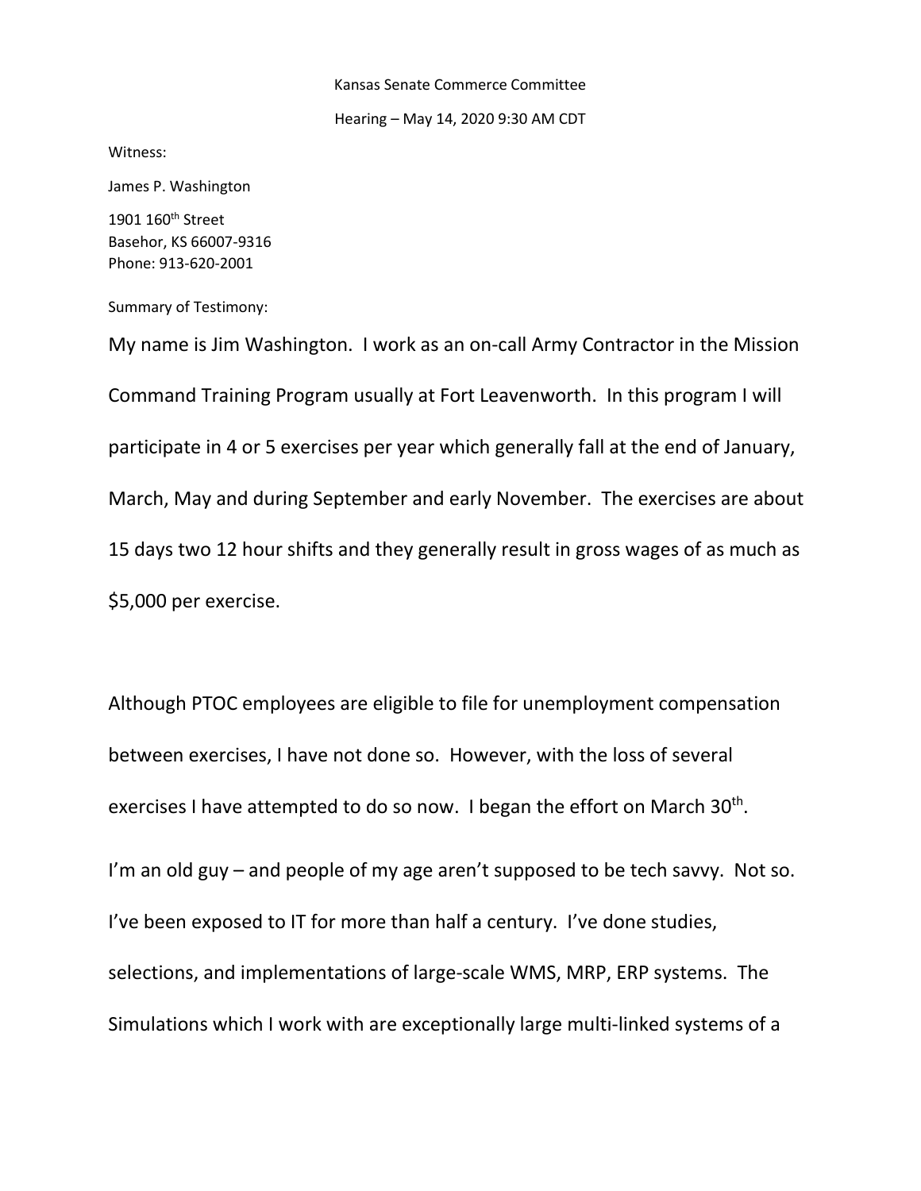Kansas Senate Commerce Committee

Hearing – May 14, 2020 9:30 AM CDT

Witness:

James P. Washington

1901 160th Street
Basehor, KS 66007-9316
Phone: 913-620-2001

Summary of Testimony:

My name is Jim Washington. I work as an on-call Army Contractor in the Mission Command Training Program usually at Fort Leavenworth. In this program I will participate in 4 or 5 exercises per year which generally fall at the end of January, March, May and during September and early November. The exercises are about 15 days two 12 hour shifts and they generally result in gross wages of as much as $5,000 per exercise.

Although PTOC employees are eligible to file for unemployment compensation between exercises, I have not done so. However, with the loss of several exercises I have attempted to do so now. I began the effort on March 30th.

I'm an old guy – and people of my age aren't supposed to be tech savvy. Not so. I've been exposed to IT for more than half a century. I've done studies, selections, and implementations of large-scale WMS, MRP, ERP systems. The Simulations which I work with are exceptionally large multi-linked systems of a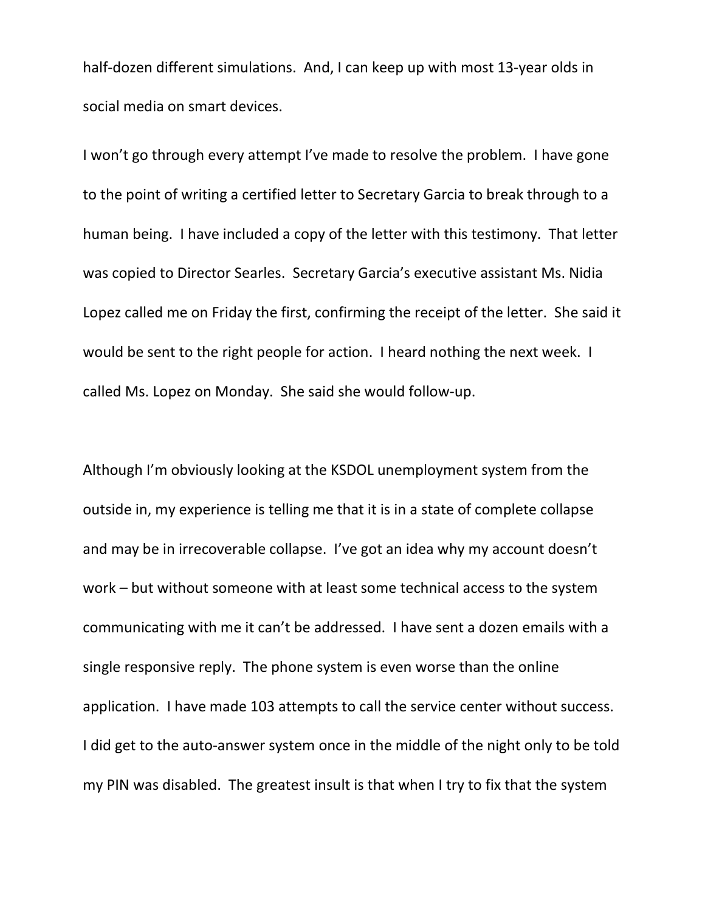half-dozen different simulations. And, I can keep up with most 13-year olds in social media on smart devices.

I won't go through every attempt I've made to resolve the problem. I have gone to the point of writing a certified letter to Secretary Garcia to break through to a human being. I have included a copy of the letter with this testimony. That letter was copied to Director Searles. Secretary Garcia's executive assistant Ms. Nidia Lopez called me on Friday the first, confirming the receipt of the letter. She said it would be sent to the right people for action. I heard nothing the next week. I called Ms. Lopez on Monday. She said she would follow-up.

Although I'm obviously looking at the KSDOL unemployment system from the outside in, my experience is telling me that it is in a state of complete collapse and may be in irrecoverable collapse. I've got an idea why my account doesn't work – but without someone with at least some technical access to the system communicating with me it can't be addressed. I have sent a dozen emails with a single responsive reply. The phone system is even worse than the online application. I have made 103 attempts to call the service center without success. I did get to the auto-answer system once in the middle of the night only to be told my PIN was disabled. The greatest insult is that when I try to fix that the system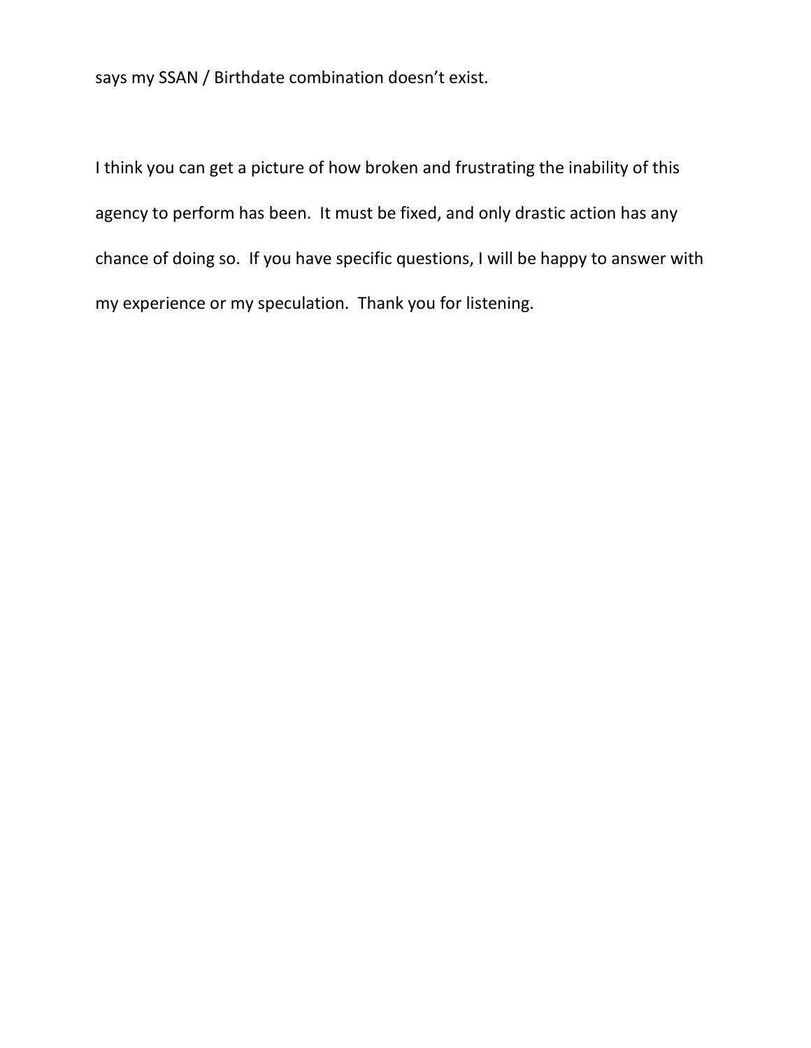says my SSAN / Birthdate combination doesn't exist.

I think you can get a picture of how broken and frustrating the inability of this agency to perform has been. It must be fixed, and only drastic action has any chance of doing so. If you have specific questions, I will be happy to answer with my experience or my speculation. Thank you for listening.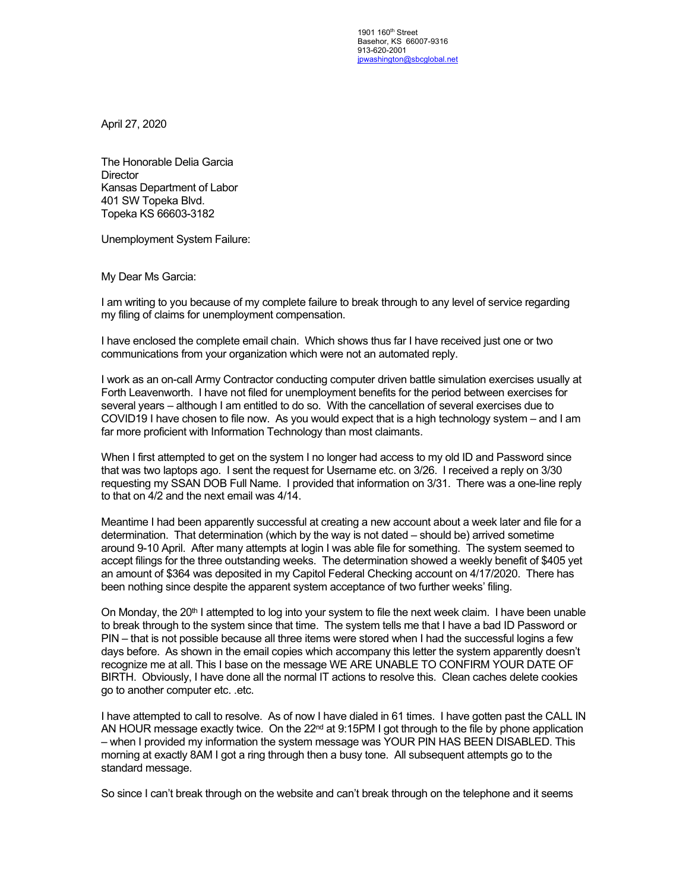1901 160th Street
Basehor, KS 66007-9316
913-620-2001
jpwashington@sbcglobal.net

April 27, 2020

The Honorable Delia Garcia
Director
Kansas Department of Labor
401 SW Topeka Blvd.
Topeka KS 66603-3182

Unemployment System Failure:

My Dear Ms Garcia:

I am writing to you because of my complete failure to break through to any level of service regarding my filing of claims for unemployment compensation.

I have enclosed the complete email chain. Which shows thus far I have received just one or two communications from your organization which were not an automated reply.

I work as an on-call Army Contractor conducting computer driven battle simulation exercises usually at Forth Leavenworth. I have not filed for unemployment benefits for the period between exercises for several years – although I am entitled to do so. With the cancellation of several exercises due to COVID19 I have chosen to file now. As you would expect that is a high technology system – and I am far more proficient with Information Technology than most claimants.

When I first attempted to get on the system I no longer had access to my old ID and Password since that was two laptops ago. I sent the request for Username etc. on 3/26. I received a reply on 3/30 requesting my SSAN DOB Full Name. I provided that information on 3/31. There was a one-line reply to that on 4/2 and the next email was 4/14.

Meantime I had been apparently successful at creating a new account about a week later and file for a determination. That determination (which by the way is not dated – should be) arrived sometime around 9-10 April. After many attempts at login I was able file for something. The system seemed to accept filings for the three outstanding weeks. The determination showed a weekly benefit of $405 yet an amount of $364 was deposited in my Capitol Federal Checking account on 4/17/2020. There has been nothing since despite the apparent system acceptance of two further weeks' filing.

On Monday, the 20th I attempted to log into your system to file the next week claim. I have been unable to break through to the system since that time. The system tells me that I have a bad ID Password or PIN – that is not possible because all three items were stored when I had the successful logins a few days before. As shown in the email copies which accompany this letter the system apparently doesn't recognize me at all. This I base on the message WE ARE UNABLE TO CONFIRM YOUR DATE OF BIRTH. Obviously, I have done all the normal IT actions to resolve this. Clean caches delete cookies go to another computer etc. .etc.

I have attempted to call to resolve. As of now I have dialed in 61 times. I have gotten past the CALL IN AN HOUR message exactly twice. On the 22nd at 9:15PM I got through to the file by phone application – when I provided my information the system message was YOUR PIN HAS BEEN DISABLED. This morning at exactly 8AM I got a ring through then a busy tone. All subsequent attempts go to the standard message.

So since I can't break through on the website and can't break through on the telephone and it seems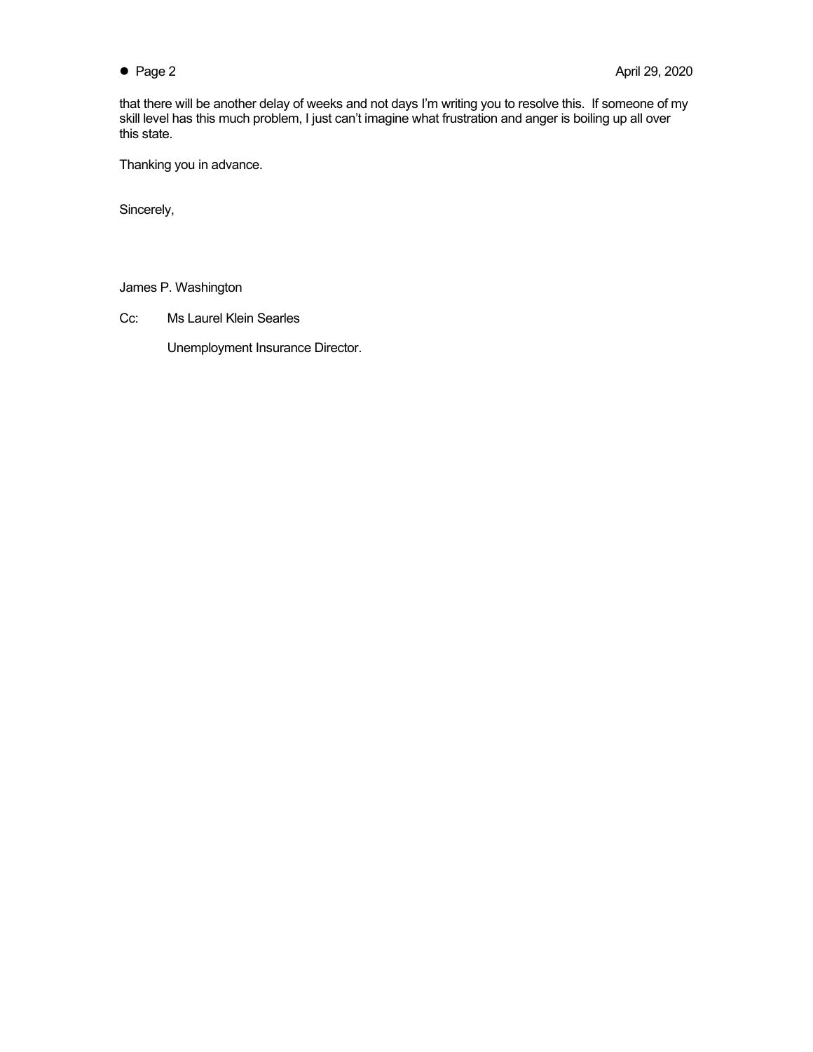that there will be another delay of weeks and not days I'm writing you to resolve this. If someone of my skill level has this much problem, I just can't imagine what frustration and anger is boiling up all over this state.

Thanking you in advance.

Sincerely,

James P. Washington

Cc: Ms Laurel Klein Searles

Unemployment Insurance Director.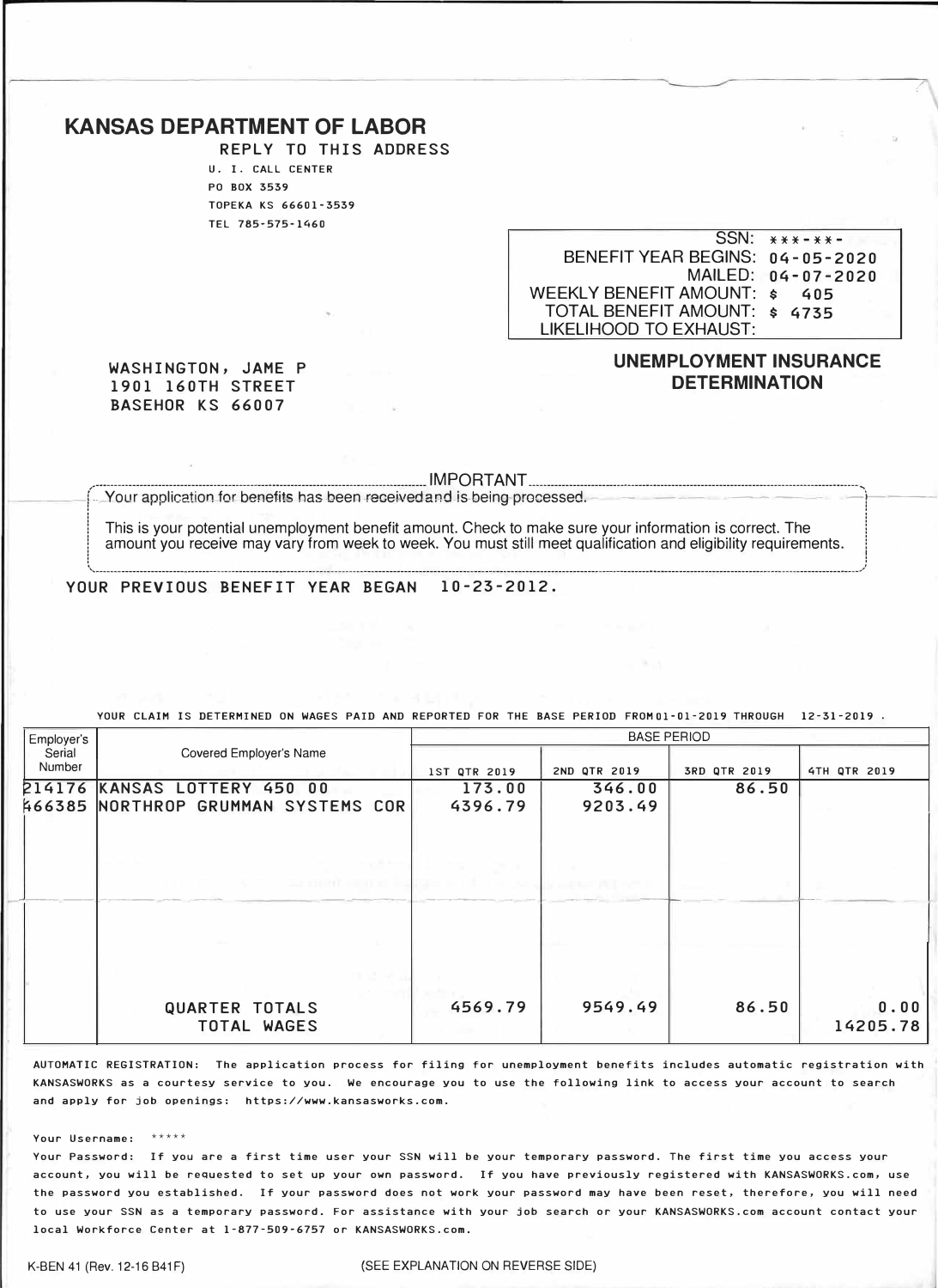# KANSAS DEPARTMENT OF LABOR

REPLY TO THIS ADDRESS
U. I. CALL CENTER
PO BOX 3539
TOPEKA KS 66601-3539
TEL 785-575-1460

| | |
|---|---|
| SSN: | ***-**- |
| BENEFIT YEAR BEGINS: | 04-05-2020 |
| MAILED: | 04-07-2020 |
| WEEKLY BENEFIT AMOUNT: | $ 405 |
| TOTAL BENEFIT AMOUNT: | $ 4735 |
| LIKELIHOOD TO EXHAUST: | |

WASHINGTON, JAME P
1901 160TH STREET
BASEHOR KS 66007

## UNEMPLOYMENT INSURANCE DETERMINATION

**IMPORTANT**

Your application for benefits has been receivedand is being processed.

This is your potential unemployment benefit amount. Check to make sure your information is correct. The amount you receive may vary from week to week. You must still meet qualification and eligibility requirements.

YOUR PREVIOUS BENEFIT YEAR BEGAN 10-23-2012.

YOUR CLAIM IS DETERMINED ON WAGES PAID AND REPORTED FOR THE BASE PERIOD FROM 01-01-2019 THROUGH 12-31-2019 .

| Employer's Serial Number | Covered Employer's Name | BASE PERIOD | | | |
|---|---|---|---|---|---|
| | | 1ST QTR 2019 | 2ND QTR 2019 | 3RD QTR 2019 | 4TH QTR 2019 |
| 214176 | KANSAS LOTTERY 450 00 | 173.00 | 346.00 | 86.50 | |
| 466385 | NORTHROP GRUMMAN SYSTEMS COR | 4396.79 | 9203.49 | | |
| | QUARTER TOTALS | 4569.79 | 9549.49 | 86.50 | 0.00 |
| | TOTAL WAGES | | | | 14205.78 |

AUTOMATIC REGISTRATION: The application process for filing for unemployment benefits includes automatic registration with KANSASWORKS as a courtesy service to you. We encourage you to use the following link to access your account to search and apply for job openings: https://www.kansasworks.com.

Your Username: *****

Your Password: If you are a first time user your SSN will be your temporary password. The first time you access your account, you will be requested to set up your own password. If you have previously registered with KANSASWORKS.com, use the password you established. If your password does not work your password may have been reset, therefore, you will need to use your SSN as a temporary password. For assistance with your job search or your KANSASWORKS.com account contact your local Workforce Center at 1-877-509-6757 or KANSASWORKS.com.

K-BEN 41 (Rev. 12-16 B41F)

(SEE EXPLANATION ON REVERSE SIDE)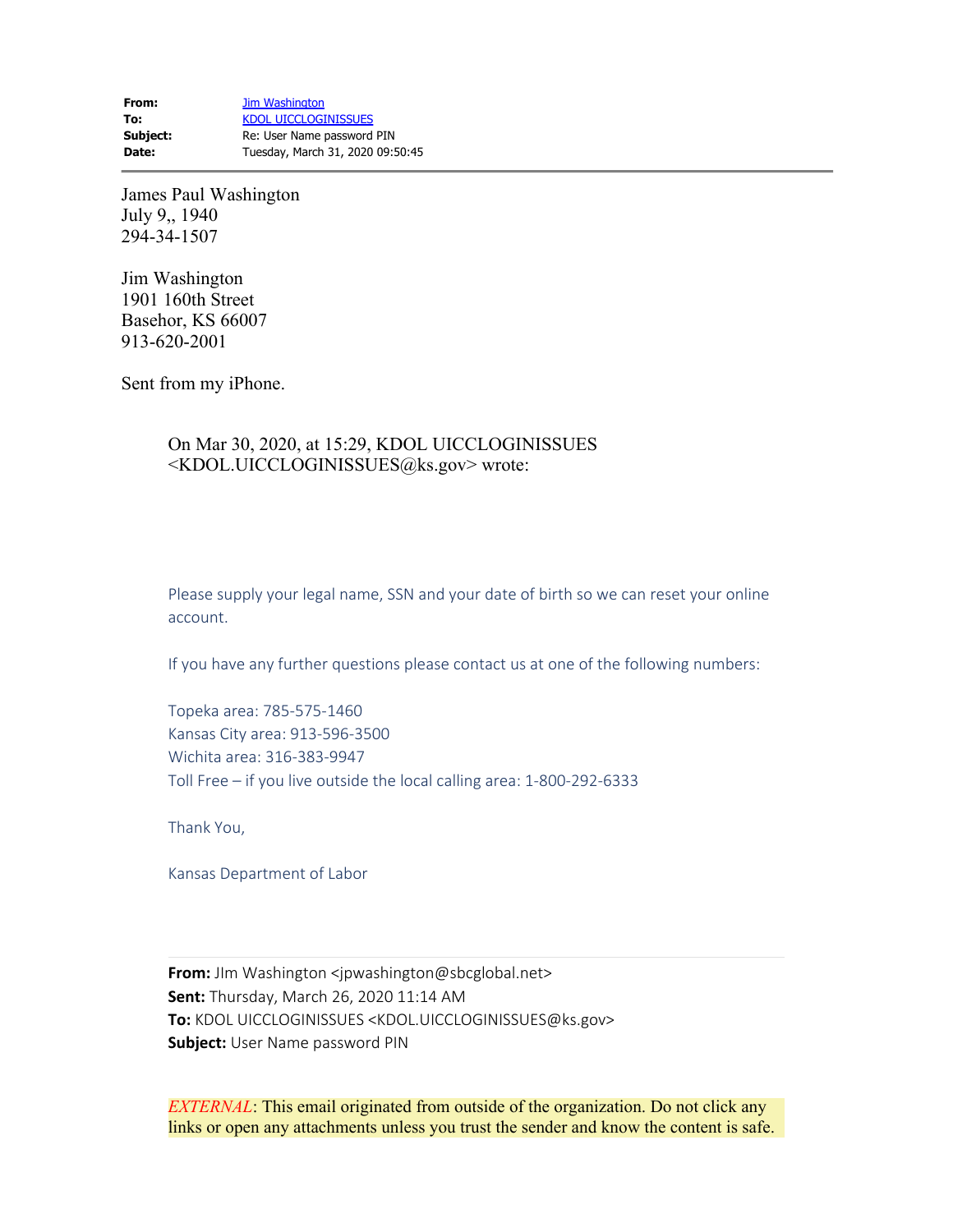| | |
|---|---|
| **From:** | Jim Washington |
| **To:** | KDOL UICCLOGINISSUES |
| **Subject:** | Re: User Name password PIN |
| **Date:** | Tuesday, March 31, 2020 09:50:45 |

---

James Paul Washington
July 9,, 1940
294-34-1507

Jim Washington
1901 160th Street
Basehor, KS 66007
913-620-2001

Sent from my iPhone.

> On Mar 30, 2020, at 15:29, KDOL UICCLOGINISSUES <KDOL.UICCLOGINISSUES@ks.gov> wrote:
>
> Please supply your legal name, SSN and your date of birth so we can reset your online account.
>
> If you have any further questions please contact us at one of the following numbers:
>
> Topeka area: 785-575-1460
> Kansas City area: 913-596-3500
> Wichita area: 316-383-9947
> Toll Free – if you live outside the local calling area: 1-800-292-6333
>
> Thank You,
>
> Kansas Department of Labor
>
> ---
>
> **From:** JIm Washington <jpwashington@sbcglobal.net>
> **Sent:** Thursday, March 26, 2020 11:14 AM
> **To:** KDOL UICCLOGINISSUES <KDOL.UICCLOGINISSUES@ks.gov>
> **Subject:** User Name password PIN
>
> *EXTERNAL*: This email originated from outside of the organization. Do not click any links or open any attachments unless you trust the sender and know the content is safe.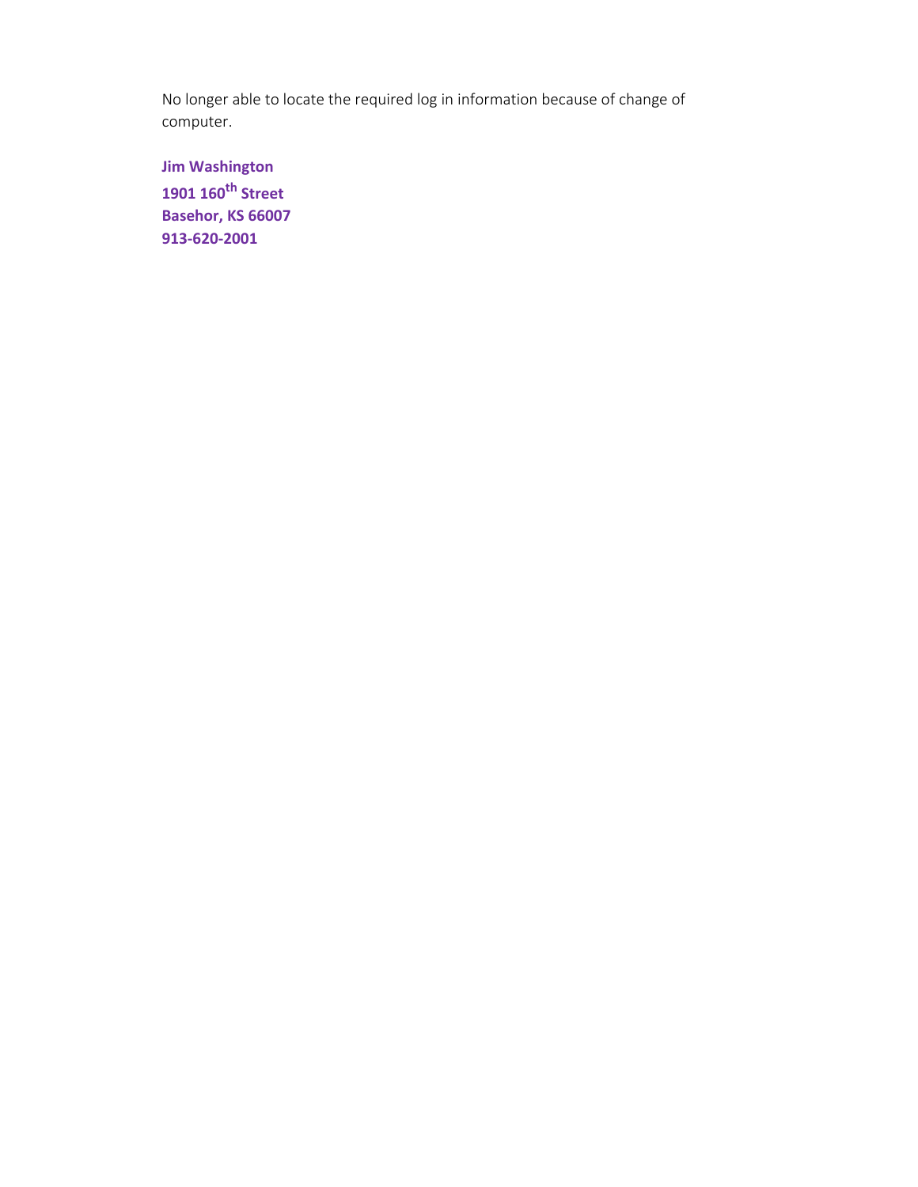No longer able to locate the required log in information because of change of computer.

**Jim Washington**  
**1901 160th Street**  
**Basehor, KS 66007**  
**913-620-2001**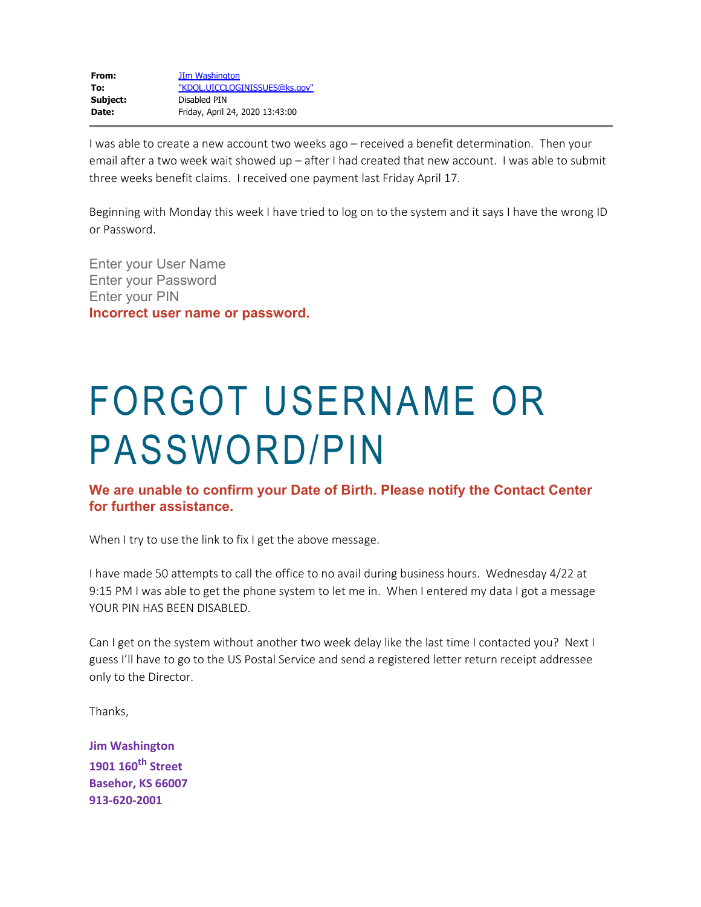| | |
|---|---|
| **From:** | JIm Washington |
| **To:** | "KDOL.UICCLOGINISSUES@ks.gov" |
| **Subject:** | Disabled PIN |
| **Date:** | Friday, April 24, 2020 13:43:00 |

I was able to create a new account two weeks ago – received a benefit determination. Then your email after a two week wait showed up – after I had created that new account. I was able to submit three weeks benefit claims. I received one payment last Friday April 17.

Beginning with Monday this week I have tried to log on to the system and it says I have the wrong ID or Password.

Enter your User Name
Enter your Password
Enter your PIN
**Incorrect user name or password.**

# FORGOT USERNAME OR PASSWORD/PIN

**We are unable to confirm your Date of Birth. Please notify the Contact Center for further assistance.**

When I try to use the link to fix I get the above message.

I have made 50 attempts to call the office to no avail during business hours. Wednesday 4/22 at 9:15 PM I was able to get the phone system to let me in. When I entered my data I got a message YOUR PIN HAS BEEN DISABLED.

Can I get on the system without another two week delay like the last time I contacted you? Next I guess I'll have to go to the US Postal Service and send a registered letter return receipt addressee only to the Director.

Thanks,

**Jim Washington**
**1901 160th Street**
**Basehor, KS 66007**
**913-620-2001**